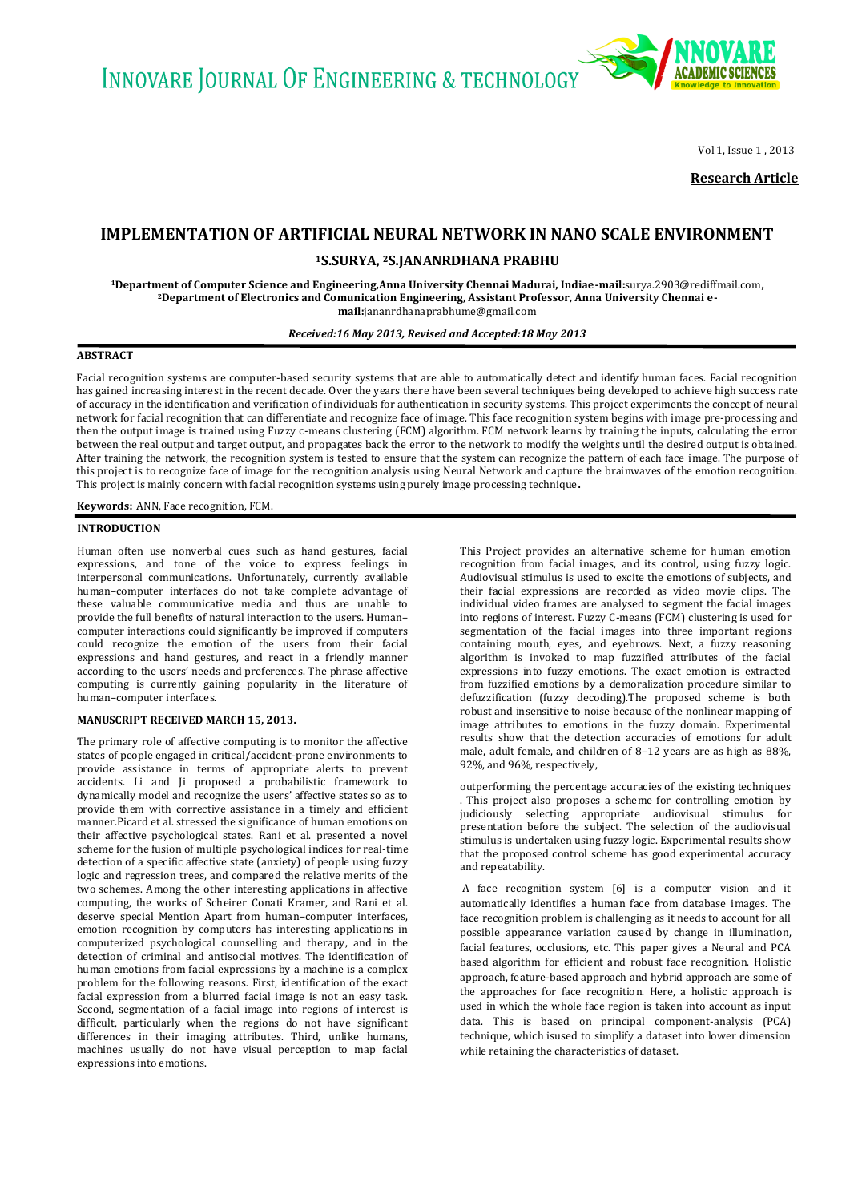Vol 1, Issue 1 , 2013

**Research Article**

# IMPLEMENTATION OF ARTIFICIAL NEURAL NETWORK IN NANO SCALE ENVIRONMENT

**[1]S.SURYA, [2]S.JANANRDHANA PRABHU**

**[1]Department of Computer Science and Engineering,Anna University Chennai Madurai, Indiae-mail:**surya.2903@rediffmail.com**,**
**[2]Department of Electronics and Comunication Engineering, Assistant Professor, Anna University Chennai e-mail:**jananrdhanaprabhume@gmail.com

*Received:16 May 2013, Revised and Accepted:18 May 2013*

## ABSTRACT

Facial recognition systems are computer-based security systems that are able to automatically detect and identify human faces. Facial recognition has gained increasing interest in the recent decade. Over the years there have been several techniques being developed to achieve high success rate of accuracy in the identification and verification of individuals for authentication in security systems. This project experiments the concept of neural network for facial recognition that can differentiate and recognize face of image. This face recognition system begins with image pre-processing and then the output image is trained using Fuzzy c-means clustering (FCM) algorithm. FCM network learns by training the inputs, calculating the error between the real output and target output, and propagates back the error to the network to modify the weights until the desired output is obtained. After training the network, the recognition system is tested to ensure that the system can recognize the pattern of each face image. The purpose of this project is to recognize face of image for the recognition analysis using Neural Network and capture the brainwaves of the emotion recognition. This project is mainly concern with facial recognition systems using purely image processing technique**.**

**Keywords:** ANN, Face recognition, FCM.

## INTRODUCTION

Human often use nonverbal cues such as hand gestures, facial expressions, and tone of the voice to express feelings in interpersonal communications. Unfortunately, currently available human–computer interfaces do not take complete advantage of these valuable communicative media and thus are unable to provide the full benefits of natural interaction to the users. Human–computer interactions could significantly be improved if computers could recognize the emotion of the users from their facial expressions and hand gestures, and react in a friendly manner according to the users' needs and preferences. The phrase affective computing is currently gaining popularity in the literature of human–computer interfaces.

**MANUSCRIPT RECEIVED MARCH 15, 2013.**

The primary role of affective computing is to monitor the affective states of people engaged in critical/accident-prone environments to provide assistance in terms of appropriate alerts to prevent accidents. Li and Ji proposed a probabilistic framework to dynamically model and recognize the users' affective states so as to provide them with corrective assistance in a timely and efficient manner.Picard et al. stressed the significance of human emotions on their affective psychological states. Rani et al. presented a novel scheme for the fusion of multiple psychological indices for real-time detection of a specific affective state (anxiety) of people using fuzzy logic and regression trees, and compared the relative merits of the two schemes. Among the other interesting applications in affective computing, the works of Scheirer Conati Kramer, and Rani et al. deserve special Mention Apart from human–computer interfaces, emotion recognition by computers has interesting applications in computerized psychological counselling and therapy, and in the detection of criminal and antisocial motives. The identification of human emotions from facial expressions by a machine is a complex problem for the following reasons. First, identification of the exact facial expression from a blurred facial image is not an easy task. Second, segmentation of a facial image into regions of interest is difficult, particularly when the regions do not have significant differences in their imaging attributes. Third, unlike humans, machines usually do not have visual perception to map facial expressions into emotions.

This Project provides an alternative scheme for human emotion recognition from facial images, and its control, using fuzzy logic. Audiovisual stimulus is used to excite the emotions of subjects, and their facial expressions are recorded as video movie clips. The individual video frames are analysed to segment the facial images into regions of interest. Fuzzy C-means (FCM) clustering is used for segmentation of the facial images into three important regions containing mouth, eyes, and eyebrows. Next, a fuzzy reasoning algorithm is invoked to map fuzzified attributes of the facial expressions into fuzzy emotions. The exact emotion is extracted from fuzzified emotions by a demoralization procedure similar to defuzzification (fuzzy decoding).The proposed scheme is both robust and insensitive to noise because of the nonlinear mapping of image attributes to emotions in the fuzzy domain. Experimental results show that the detection accuracies of emotions for adult male, adult female, and children of 8–12 years are as high as 88%, 92%, and 96%, respectively,

outperforming the percentage accuracies of the existing techniques . This project also proposes a scheme for controlling emotion by judiciously selecting appropriate audiovisual stimulus for presentation before the subject. The selection of the audiovisual stimulus is undertaken using fuzzy logic. Experimental results show that the proposed control scheme has good experimental accuracy and repeatability.

A face recognition system [6] is a computer vision and it automatically identifies a human face from database images. The face recognition problem is challenging as it needs to account for all possible appearance variation caused by change in illumination, facial features, occlusions, etc. This paper gives a Neural and PCA based algorithm for efficient and robust face recognition. Holistic approach, feature-based approach and hybrid approach are some of the approaches for face recognition. Here, a holistic approach is used in which the whole face region is taken into account as input data. This is based on principal component-analysis (PCA) technique, which isused to simplify a dataset into lower dimension while retaining the characteristics of dataset.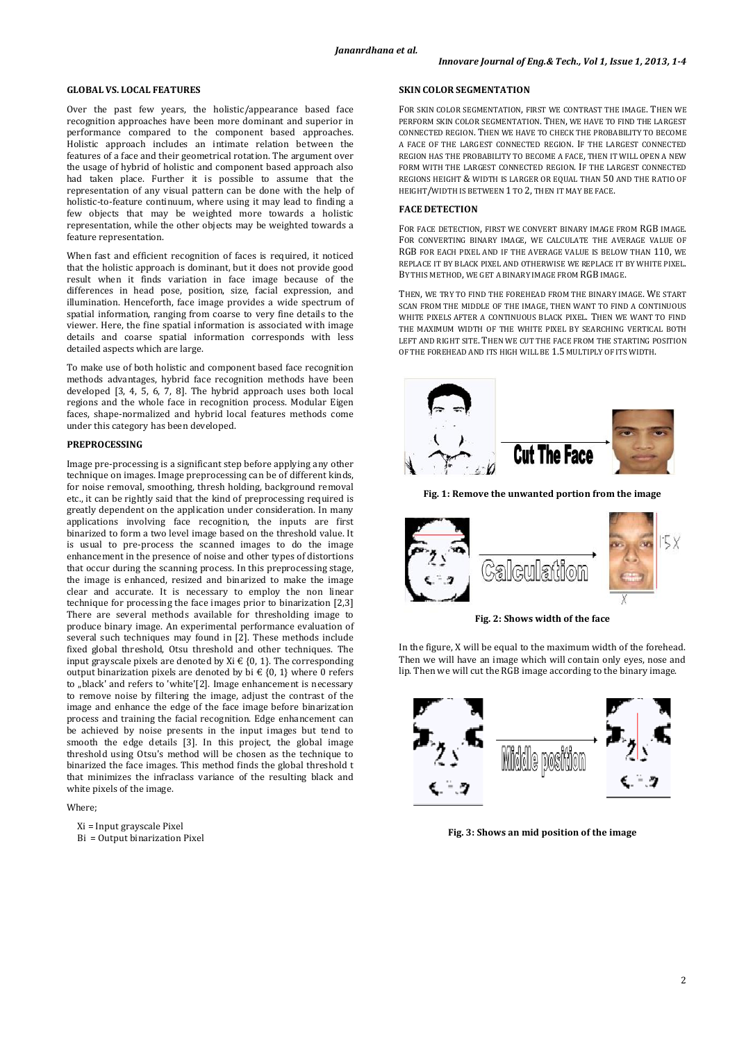## GLOBAL VS. LOCAL FEATURES

Over the past few years, the holistic/appearance based face recognition approaches have been more dominant and superior in performance compared to the component based approaches. Holistic approach includes an intimate relation between the features of a face and their geometrical rotation. The argument over the usage of hybrid of holistic and component based approach also had taken place. Further it is possible to assume that the representation of any visual pattern can be done with the help of holistic-to-feature continuum, where using it may lead to finding a few objects that may be weighted more towards a holistic representation, while the other objects may be weighted towards a feature representation.

When fast and efficient recognition of faces is required, it noticed that the holistic approach is dominant, but it does not provide good result when it finds variation in face image because of the differences in head pose, position, size, facial expression, and illumination. Henceforth, face image provides a wide spectrum of spatial information, ranging from coarse to very fine details to the viewer. Here, the fine spatial information is associated with image details and coarse spatial information corresponds with less detailed aspects which are large.

To make use of both holistic and component based face recognition methods advantages, hybrid face recognition methods have been developed [3, 4, 5, 6, 7, 8]. The hybrid approach uses both local regions and the whole face in recognition process. Modular Eigen faces, shape-normalized and hybrid local features methods come under this category has been developed.

## PREPROCESSING

Image pre-processing is a significant step before applying any other technique on images. Image preprocessing can be of different kinds, for noise removal, smoothing, thresh holding, background removal etc., it can be rightly said that the kind of preprocessing required is greatly dependent on the application under consideration. In many applications involving face recognition, the inputs are first binarized to form a two level image based on the threshold value. It is usual to pre-process the scanned images to do the image enhancement in the presence of noise and other types of distortions that occur during the scanning process. In this preprocessing stage, the image is enhanced, resized and binarized to make the image clear and accurate. It is necessary to employ the non linear technique for processing the face images prior to binarization [2,3] There are several methods available for thresholding image to produce binary image. An experimental performance evaluation of several such techniques may found in [2]. These methods include fixed global threshold, Otsu threshold and other techniques. The input grayscale pixels are denoted by $Xi \in \{0, 1\}$. The corresponding output binarization pixels are denoted by $bi \in \{0, 1\}$ where 0 refers to „black' and refers to 'white'[2]. Image enhancement is necessary to remove noise by filtering the image, adjust the contrast of the image and enhance the edge of the face image before binarization process and training the facial recognition. Edge enhancement can be achieved by noise presents in the input images but tend to smooth the edge details [3]. In this project, the global image threshold using Otsu's method will be chosen as the technique to binarized the face images. This method finds the global threshold t that minimizes the infraclass variance of the resulting black and white pixels of the image.

Where;

Xi = Input grayscale Pixel
Bi = Output binarization Pixel

## SKIN COLOR SEGMENTATION

For skin color segmentation, first we contrast the image. Then we perform skin color segmentation. Then, we have to find the largest connected region. Then we have to check the probability to become a face of the largest connected region. If the largest connected region has the probability to become a face, then it will open a new form with the largest connected region. If the largest connected regions height & width is larger or equal than 50 and the ratio of height/width is between 1 to 2, then it may be face.

## FACE DETECTION

For face detection, first we convert binary image from RGB image. For converting binary image, we calculate the average value of RGB for each pixel and if the average value is below than 110, we replace it by black pixel and otherwise we replace it by white pixel. By this method, we get a binary image from RGB image.

Then, we try to find the forehead from the binary image. We start scan from the middle of the image, then want to find a continuous white pixels after a continuous black pixel. Then we want to find the maximum width of the white pixel by searching vertical both left and right site. Then we cut the face from the starting position of the forehead and its high will be 1.5 multiply of its width.

Fig. 1: Remove the unwanted portion from the image

Fig. 2: Shows width of the face

In the figure, X will be equal to the maximum width of the forehead. Then we will have an image which will contain only eyes, nose and lip. Then we will cut the RGB image according to the binary image.

Fig. 3: Shows an mid position of the image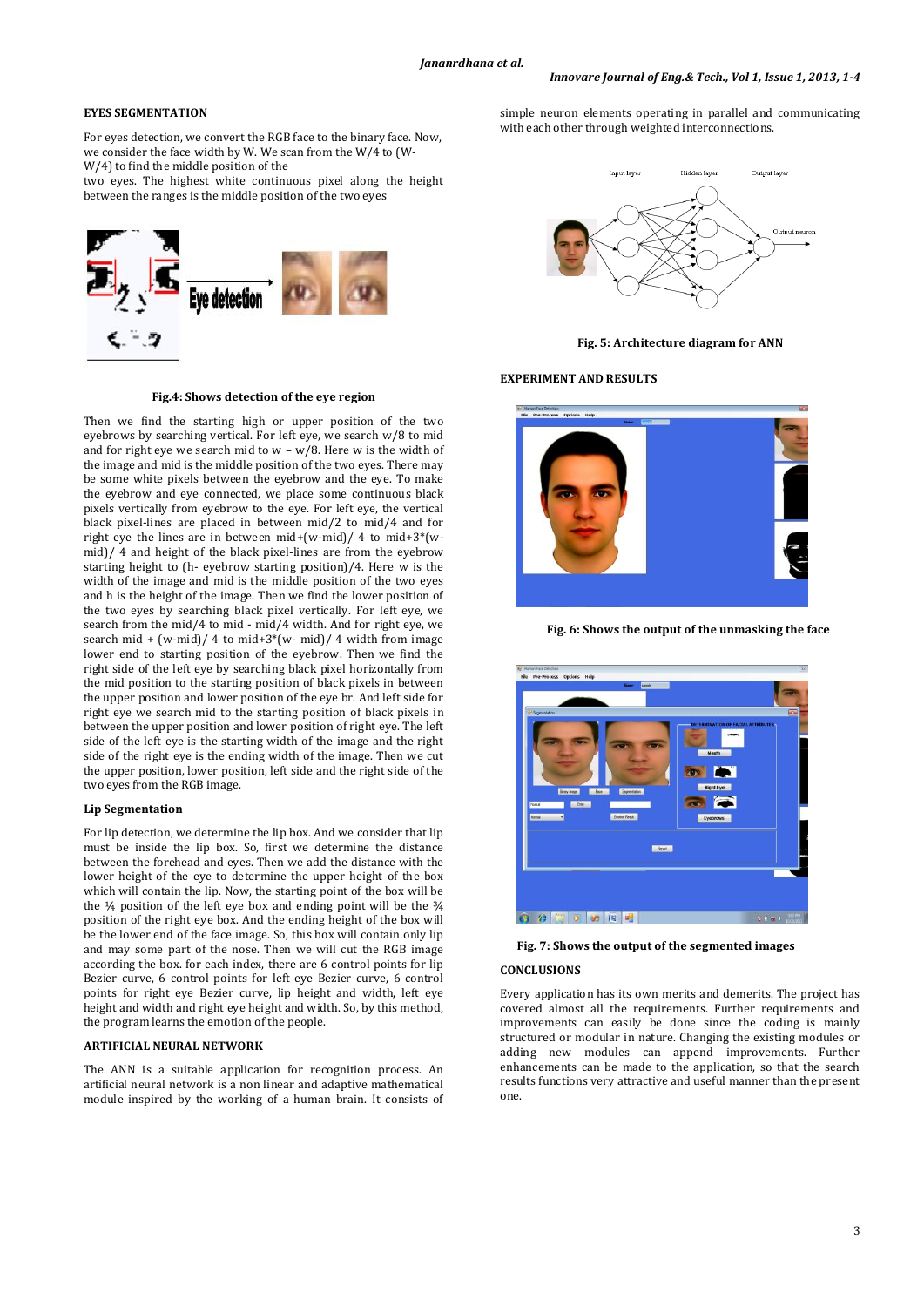### EYES SEGMENTATION

For eyes detection, we convert the RGB face to the binary face. Now, we consider the face width by W. We scan from the W/4 to (W-W/4) to find the middle position of the two eyes. The highest white continuous pixel along the height between the ranges is the middle position of the two eyes

Fig.4: Shows detection of the eye region

Then we find the starting high or upper position of the two eyebrows by searching vertical. For left eye, we search w/8 to mid and for right eye we search mid to w – w/8. Here w is the width of the image and mid is the middle position of the two eyes. There may be some white pixels between the eyebrow and the eye. To make the eyebrow and eye connected, we place some continuous black pixels vertically from eyebrow to the eye. For left eye, the vertical black pixel-lines are placed in between mid/2 to mid/4 and for right eye the lines are in between mid+(w-mid)/ 4 to mid+3*(w-mid)/ 4 and height of the black pixel-lines are from the eyebrow starting height to (h- eyebrow starting position)/4. Here w is the width of the image and mid is the middle position of the two eyes and h is the height of the image. Then we find the lower position of the two eyes by searching black pixel vertically. For left eye, we search from the mid/4 to mid - mid/4 width. And for right eye, we search mid + (w-mid)/ 4 to mid+3*(w- mid)/ 4 width from image lower end to starting position of the eyebrow. Then we find the right side of the left eye by searching black pixel horizontally from the mid position to the starting position of black pixels in between the upper position and lower position of the eye br. And left side for right eye we search mid to the starting position of black pixels in between the upper position and lower position of right eye. The left side of the left eye is the starting width of the image and the right side of the right eye is the ending width of the image. Then we cut the upper position, lower position, left side and the right side of the two eyes from the RGB image.

### Lip Segmentation

For lip detection, we determine the lip box. And we consider that lip must be inside the lip box. So, first we determine the distance between the forehead and eyes. Then we add the distance with the lower height of the eye to determine the upper height of the box which will contain the lip. Now, the starting point of the box will be the ¼ position of the left eye box and ending point will be the ¾ position of the right eye box. And the ending height of the box will be the lower end of the face image. So, this box will contain only lip and may some part of the nose. Then we will cut the RGB image according the box. for each index, there are 6 control points for lip Bezier curve, 6 control points for left eye Bezier curve, 6 control points for right eye Bezier curve, lip height and width, left eye height and width and right eye height and width. So, by this method, the program learns the emotion of the people.

### ARTIFICIAL NEURAL NETWORK

The ANN is a suitable application for recognition process. An artificial neural network is a non linear and adaptive mathematical module inspired by the working of a human brain. It consists of simple neuron elements operating in parallel and communicating with each other through weighted interconnections.

Fig. 5: Architecture diagram for ANN

### EXPERIMENT AND RESULTS

Fig. 6: Shows the output of the unmasking the face

Fig. 7: Shows the output of the segmented images

### CONCLUSIONS

Every application has its own merits and demerits. The project has covered almost all the requirements. Further requirements and improvements can easily be done since the coding is mainly structured or modular in nature. Changing the existing modules or adding new modules can append improvements. Further enhancements can be made to the application, so that the search results functions very attractive and useful manner than the present one.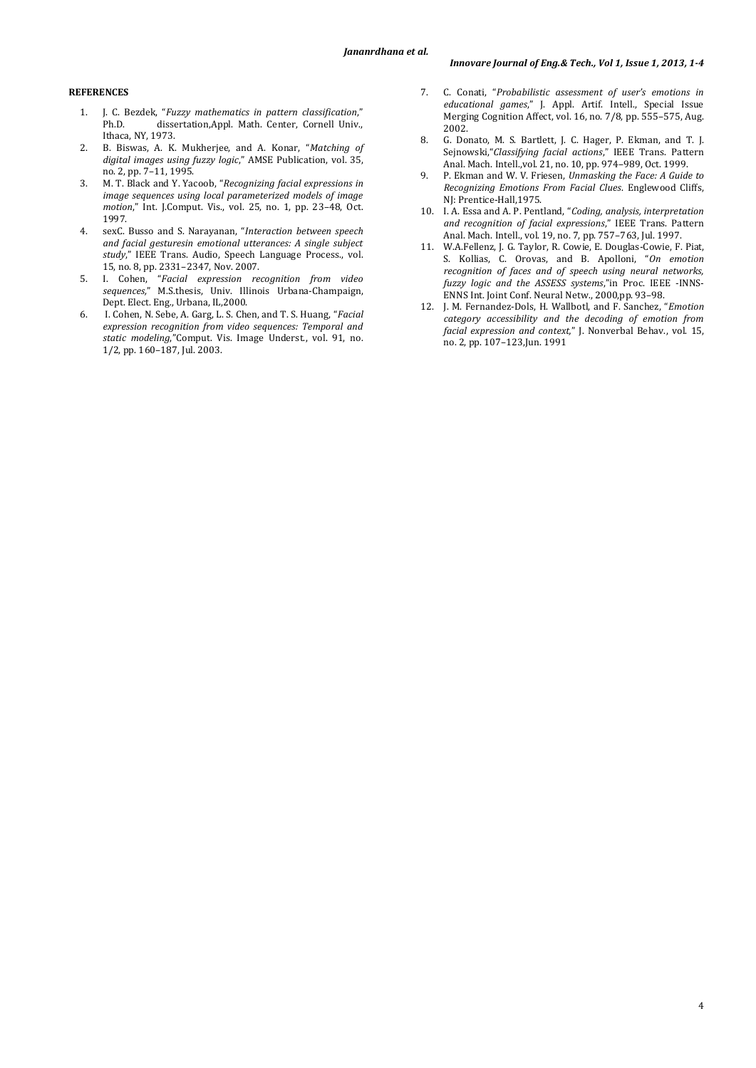**REFERENCES**

1. J. C. Bezdek, "*Fuzzy mathematics in pattern classification*," Ph.D. dissertation,Appl. Math. Center, Cornell Univ., Ithaca, NY, 1973.
2. B. Biswas, A. K. Mukherjee, and A. Konar, "*Matching of digital images using fuzzy logic*," AMSE Publication, vol. 35, no. 2, pp. 7–11, 1995.
3. M. T. Black and Y. Yacoob, "*Recognizing facial expressions in image sequences using local parameterized models of image motion*," Int. J.Comput. Vis., vol. 25, no. 1, pp. 23–48, Oct. 1997.
4. sexC. Busso and S. Narayanan, "*Interaction between speech and facial gesturesin emotional utterances: A single subject study*," IEEE Trans. Audio, Speech Language Process., vol. 15, no. 8, pp. 2331–2347, Nov. 2007.
5. I. Cohen, "*Facial expression recognition from video sequences*," M.S.thesis, Univ. Illinois Urbana-Champaign, Dept. Elect. Eng., Urbana, IL,2000.
6. I. Cohen, N. Sebe, A. Garg, L. S. Chen, and T. S. Huang, "*Facial expression recognition from video sequences: Temporal and static modeling*,"Comput. Vis. Image Underst., vol. 91, no. 1/2, pp. 160–187, Jul. 2003.
7. C. Conati, "*Probabilistic assessment of user's emotions in educational games*," J. Appl. Artif. Intell., Special Issue Merging Cognition Affect, vol. 16, no. 7/8, pp. 555–575, Aug. 2002.
8. G. Donato, M. S. Bartlett, J. C. Hager, P. Ekman, and T. J. Sejnowski,"*Classifying facial actions*," IEEE Trans. Pattern Anal. Mach. Intell.,vol. 21, no. 10, pp. 974–989, Oct. 1999.
9. P. Ekman and W. V. Friesen, *Unmasking the Face: A Guide to Recognizing Emotions From Facial Clues*. Englewood Cliffs, NJ: Prentice-Hall,1975.
10. I. A. Essa and A. P. Pentland, "*Coding, analysis, interpretation and recognition of facial expressions*," IEEE Trans. Pattern Anal. Mach. Intell., vol. 19, no. 7, pp. 757–763, Jul. 1997.
11. W.A.Fellenz, J. G. Taylor, R. Cowie, E. Douglas-Cowie, F. Piat, S. Kollias, C. Orovas, and B. Apolloni, "*On emotion recognition of faces and of speech using neural networks, fuzzy logic and the ASSESS systems*,"in Proc. IEEE -INNS-ENNS Int. Joint Conf. Neural Netw., 2000,pp. 93–98.
12. J. M. Fernandez-Dols, H. Wallbotl, and F. Sanchez, "*Emotion category accessibility and the decoding of emotion from facial expression and context*," J. Nonverbal Behav., vol. 15, no. 2, pp. 107–123,Jun. 1991